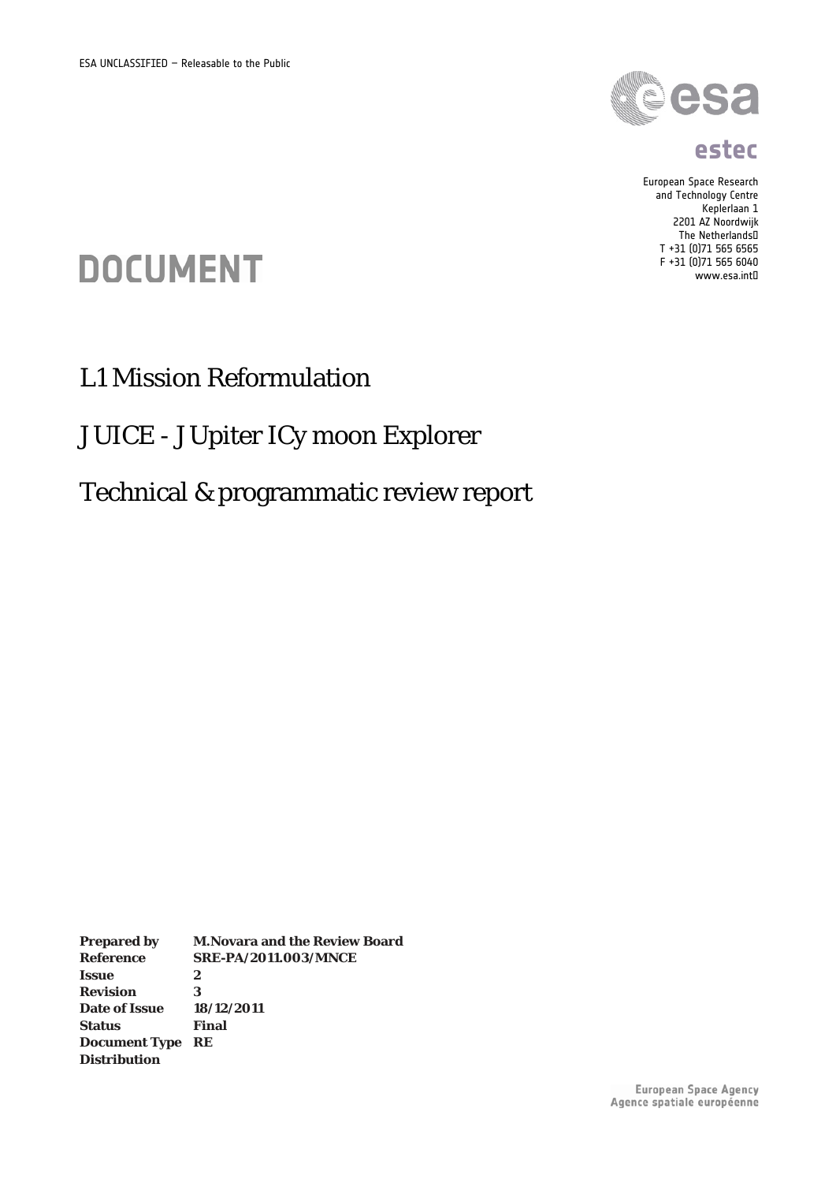ESA UNCLASSIFIED – Releasable to the Public

esa

estec

European Space Research
and Technology Centre
Keplerlaan 1
2201 AZ Noordwijk
The Netherlands
T +31 (0)71 565 6565
F +31 (0)71 565 6040
www.esa.int

# DOCUMENT

# L1 Mission Reformulation

# JUICE - JUpiter ICy moon Explorer

# Technical & programmatic review report

| | |
|---|---|
| **Prepared by** | **M.Novara and the Review Board** |
| **Reference** | **SRE-PA/2011.003/MNCE** |
| **Issue** | **2** |
| **Revision** | **3** |
| **Date of Issue** | **18/12/2011** |
| **Status** | **Final** |
| **Document Type** | **RE** |
| **Distribution** | |

European Space Agency
Agence spatiale européenne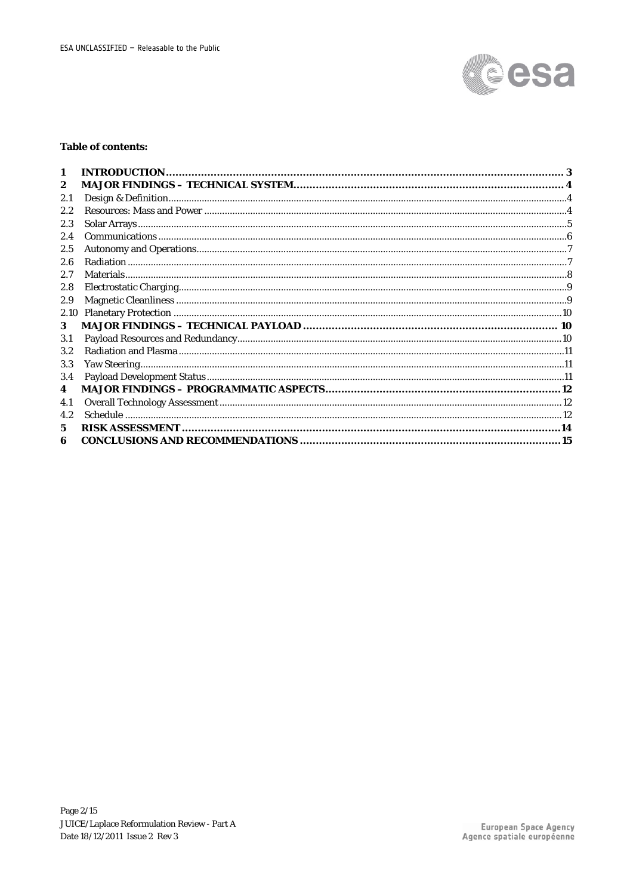**Table of contents:**

| | | |
|---|---|---|
| **1** | **INTRODUCTION** | **3** |
| **2** | **MAJOR FINDINGS – TECHNICAL SYSTEM** | **4** |
| 2.1 | Design & Definition | 4 |
| 2.2 | Resources: Mass and Power | 4 |
| 2.3 | Solar Arrays | 5 |
| 2.4 | Communications | 6 |
| 2.5 | Autonomy and Operations | 7 |
| 2.6 | Radiation | 7 |
| 2.7 | Materials | 8 |
| 2.8 | Electrostatic Charging | 9 |
| 2.9 | Magnetic Cleanliness | 9 |
| 2.10 | Planetary Protection | 10 |
| **3** | **MAJOR FINDINGS – TECHNICAL PAYLOAD** | **10** |
| 3.1 | Payload Resources and Redundancy | 10 |
| 3.2 | Radiation and Plasma | 11 |
| 3.3 | Yaw Steering | 11 |
| 3.4 | Payload Development Status | 11 |
| **4** | **MAJOR FINDINGS – PROGRAMMATIC ASPECTS** | **12** |
| 4.1 | Overall Technology Assessment | 12 |
| 4.2 | Schedule | 12 |
| **5** | **RISK ASSESSMENT** | **14** |
| **6** | **CONCLUSIONS AND RECOMMENDATIONS** | **15** |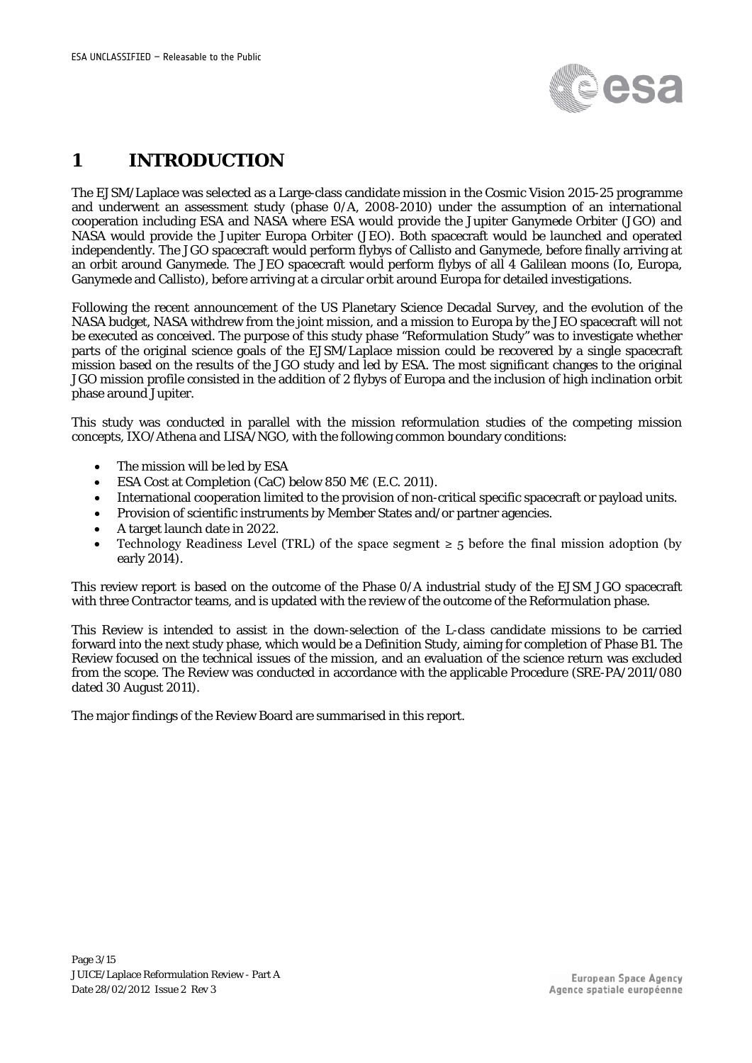# 1 INTRODUCTION

The EJSM/Laplace was selected as a Large-class candidate mission in the Cosmic Vision 2015-25 programme and underwent an assessment study (phase 0/A, 2008-2010) under the assumption of an international cooperation including ESA and NASA where ESA would provide the Jupiter Ganymede Orbiter (JGO) and NASA would provide the Jupiter Europa Orbiter (JEO). Both spacecraft would be launched and operated independently. The JGO spacecraft would perform flybys of Callisto and Ganymede, before finally arriving at an orbit around Ganymede. The JEO spacecraft would perform flybys of all 4 Galilean moons (Io, Europa, Ganymede and Callisto), before arriving at a circular orbit around Europa for detailed investigations.

Following the recent announcement of the US Planetary Science Decadal Survey, and the evolution of the NASA budget, NASA withdrew from the joint mission, and a mission to Europa by the JEO spacecraft will not be executed as conceived. The purpose of this study phase "Reformulation Study" was to investigate whether parts of the original science goals of the EJSM/Laplace mission could be recovered by a single spacecraft mission based on the results of the JGO study and led by ESA. The most significant changes to the original JGO mission profile consisted in the addition of 2 flybys of Europa and the inclusion of high inclination orbit phase around Jupiter.

This study was conducted in parallel with the mission reformulation studies of the competing mission concepts, IXO/Athena and LISA/NGO, with the following common boundary conditions:

- The mission will be led by ESA
- ESA Cost at Completion (CaC) below 850 M€ (E.C. 2011).
- International cooperation limited to the provision of non-critical specific spacecraft or payload units.
- Provision of scientific instruments by Member States and/or partner agencies.
- A target launch date in 2022.
- Technology Readiness Level (TRL) of the space segment ≥ 5 before the final mission adoption (by early 2014).

This review report is based on the outcome of the Phase 0/A industrial study of the EJSM JGO spacecraft with three Contractor teams, and is updated with the review of the outcome of the Reformulation phase.

This Review is intended to assist in the down-selection of the L-class candidate missions to be carried forward into the next study phase, which would be a Definition Study, aiming for completion of Phase B1. The Review focused on the technical issues of the mission, and an evaluation of the science return was excluded from the scope. The Review was conducted in accordance with the applicable Procedure (SRE-PA/2011/080 dated 30 August 2011).

The major findings of the Review Board are summarised in this report.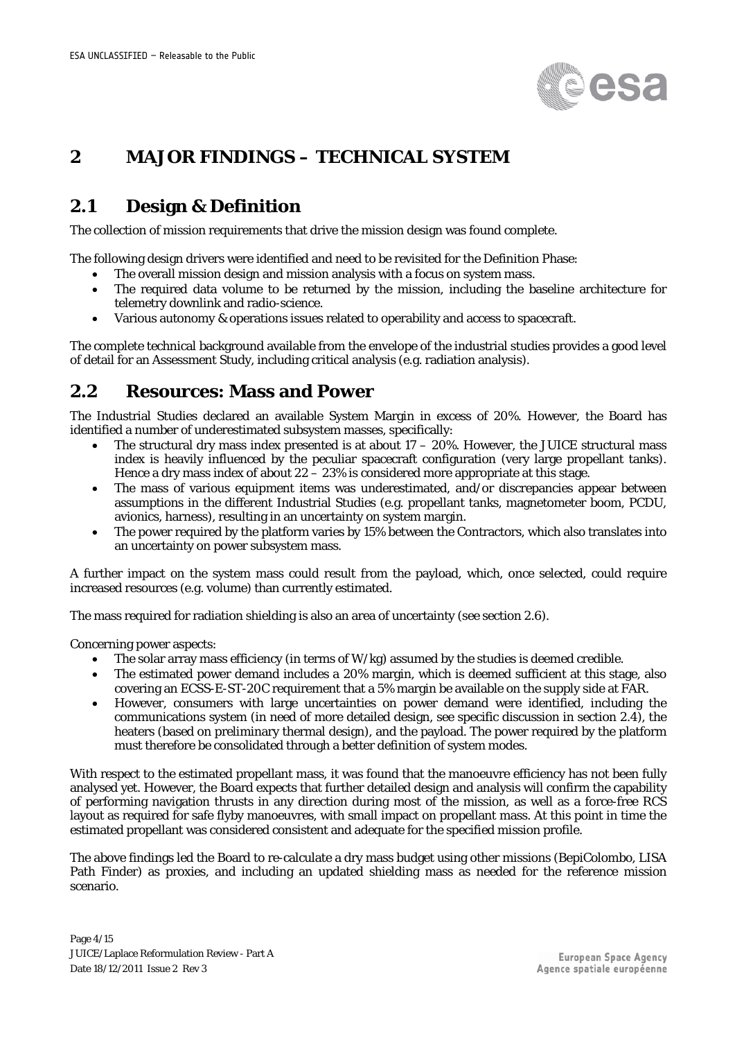# 2 MAJOR FINDINGS – TECHNICAL SYSTEM

## 2.1 Design & Definition

The collection of mission requirements that drive the mission design was found complete.

The following design drivers were identified and need to be revisited for the Definition Phase:

- The overall mission design and mission analysis with a focus on system mass.
- The required data volume to be returned by the mission, including the baseline architecture for telemetry downlink and radio-science.
- Various autonomy & operations issues related to operability and access to spacecraft.

The complete technical background available from the envelope of the industrial studies provides a good level of detail for an Assessment Study, including critical analysis (e.g. radiation analysis).

## 2.2 Resources: Mass and Power

The Industrial Studies declared an available System Margin in excess of 20%. However, the Board has identified a number of underestimated subsystem masses, specifically:

- The structural dry mass index presented is at about 17 – 20%. However, the JUICE structural mass index is heavily influenced by the peculiar spacecraft configuration (very large propellant tanks). Hence a dry mass index of about 22 – 23% is considered more appropriate at this stage.
- The mass of various equipment items was underestimated, and/or discrepancies appear between assumptions in the different Industrial Studies (e.g. propellant tanks, magnetometer boom, PCDU, avionics, harness), resulting in an uncertainty on system margin.
- The power required by the platform varies by 15% between the Contractors, which also translates into an uncertainty on power subsystem mass.

A further impact on the system mass could result from the payload, which, once selected, could require increased resources (e.g. volume) than currently estimated.

The mass required for radiation shielding is also an area of uncertainty (see section 2.6).

Concerning power aspects:

- The solar array mass efficiency (in terms of W/kg) assumed by the studies is deemed credible.
- The estimated power demand includes a 20% margin, which is deemed sufficient at this stage, also covering an ECSS-E-ST-20C requirement that a 5% margin be available on the supply side at FAR.
- However, consumers with large uncertainties on power demand were identified, including the communications system (in need of more detailed design, see specific discussion in section 2.4), the heaters (based on preliminary thermal design), and the payload. The power required by the platform must therefore be consolidated through a better definition of system modes.

With respect to the estimated propellant mass, it was found that the manoeuvre efficiency has not been fully analysed yet. However, the Board expects that further detailed design and analysis will confirm the capability of performing navigation thrusts in any direction during most of the mission, as well as a force-free RCS layout as required for safe flyby manoeuvres, with small impact on propellant mass. At this point in time the estimated propellant was considered consistent and adequate for the specified mission profile.

The above findings led the Board to re-calculate a dry mass budget using other missions (BepiColombo, LISA Path Finder) as proxies, and including an updated shielding mass as needed for the reference mission scenario.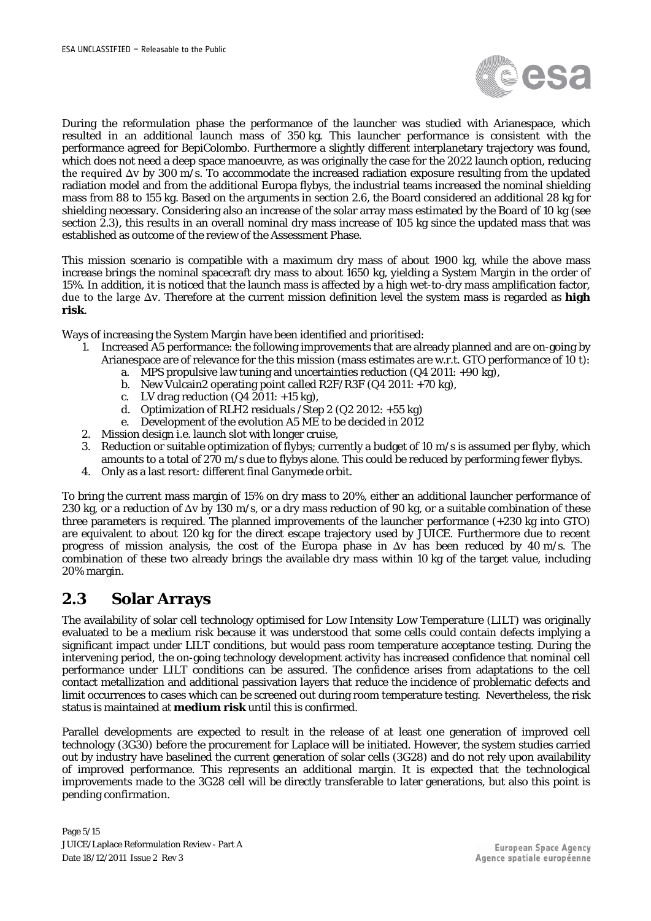During the reformulation phase the performance of the launcher was studied with Arianespace, which resulted in an additional launch mass of 350 kg. This launcher performance is consistent with the performance agreed for BepiColombo. Furthermore a slightly different interplanetary trajectory was found, which does not need a deep space manoeuvre, as was originally the case for the 2022 launch option, reducing the required $\Delta v$ by 300 m/s. To accommodate the increased radiation exposure resulting from the updated radiation model and from the additional Europa flybys, the industrial teams increased the nominal shielding mass from 88 to 155 kg. Based on the arguments in section 2.6, the Board considered an additional 28 kg for shielding necessary. Considering also an increase of the solar array mass estimated by the Board of 10 kg (see section 2.3), this results in an overall nominal dry mass increase of 105 kg since the updated mass that was established as outcome of the review of the Assessment Phase.

This mission scenario is compatible with a maximum dry mass of about 1900 kg, while the above mass increase brings the nominal spacecraft dry mass to about 1650 kg, yielding a System Margin in the order of 15%. In addition, it is noticed that the launch mass is affected by a high wet-to-dry mass amplification factor, due to the large $\Delta v$. Therefore at the current mission definition level the system mass is regarded as **high risk**.

Ways of increasing the System Margin have been identified and prioritised:

1. Increased A5 performance: the following improvements that are already planned and are on-going by Arianespace are of relevance for the this mission (mass estimates are w.r.t. GTO performance of 10 t):
   a. MPS propulsive law tuning and uncertainties reduction (Q4 2011: +90 kg),
   b. New Vulcain2 operating point called R2F/R3F (Q4 2011: +70 kg),
   c. LV drag reduction (Q4 2011: +15 kg),
   d. Optimization of RLH2 residuals /Step 2 (Q2 2012: +55 kg)
   e. Development of the evolution A5 ME to be decided in 2012
2. Mission design i.e. launch slot with longer cruise,
3. Reduction or suitable optimization of flybys; currently a budget of 10 m/s is assumed per flyby, which amounts to a total of 270 m/s due to flybys alone. This could be reduced by performing fewer flybys.
4. Only as a last resort: different final Ganymede orbit.

To bring the current mass margin of 15% on dry mass to 20%, either an additional launcher performance of 230 kg, or a reduction of $\Delta v$ by 130 m/s, or a dry mass reduction of 90 kg, or a suitable combination of these three parameters is required. The planned improvements of the launcher performance (+230 kg into GTO) are equivalent to about 120 kg for the direct escape trajectory used by JUICE. Furthermore due to recent progress of mission analysis, the cost of the Europa phase in $\Delta v$ has been reduced by 40 m/s. The combination of these two already brings the available dry mass within 10 kg of the target value, including 20% margin.

## 2.3 Solar Arrays

The availability of solar cell technology optimised for Low Intensity Low Temperature (LILT) was originally evaluated to be a medium risk because it was understood that some cells could contain defects implying a significant impact under LILT conditions, but would pass room temperature acceptance testing. During the intervening period, the on-going technology development activity has increased confidence that nominal cell performance under LILT conditions can be assured. The confidence arises from adaptations to the cell contact metallization and additional passivation layers that reduce the incidence of problematic defects and limit occurrences to cases which can be screened out during room temperature testing. Nevertheless, the risk status is maintained at **medium risk** until this is confirmed.

Parallel developments are expected to result in the release of at least one generation of improved cell technology (3G30) before the procurement for Laplace will be initiated. However, the system studies carried out by industry have baselined the current generation of solar cells (3G28) and do not rely upon availability of improved performance. This represents an additional margin. It is expected that the technological improvements made to the 3G28 cell will be directly transferable to later generations, but also this point is pending confirmation.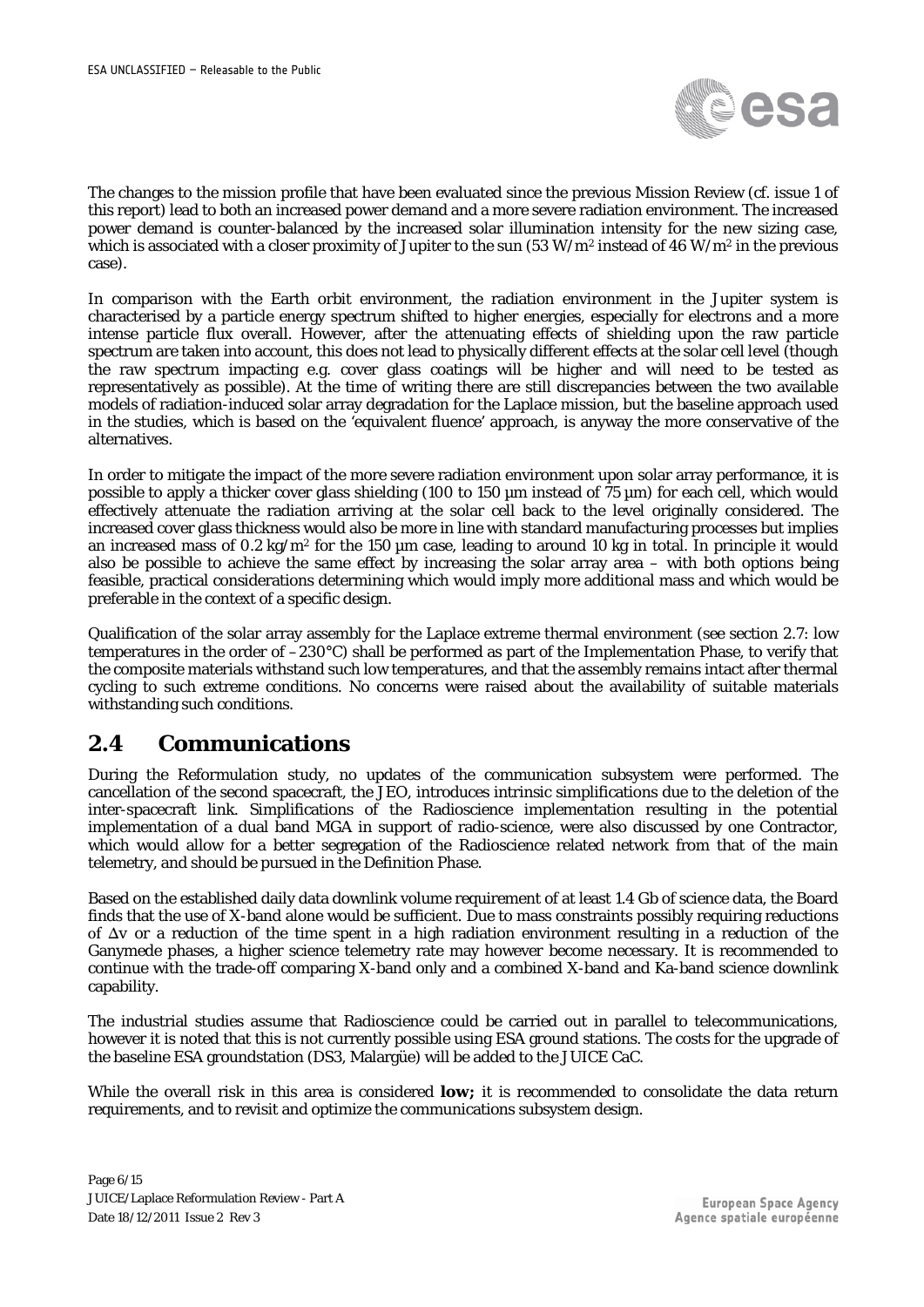The changes to the mission profile that have been evaluated since the previous Mission Review (cf. issue 1 of this report) lead to both an increased power demand and a more severe radiation environment. The increased power demand is counter-balanced by the increased solar illumination intensity for the new sizing case, which is associated with a closer proximity of Jupiter to the sun (53 W/m$^2$ instead of 46 W/m$^2$ in the previous case).

In comparison with the Earth orbit environment, the radiation environment in the Jupiter system is characterised by a particle energy spectrum shifted to higher energies, especially for electrons and a more intense particle flux overall. However, after the attenuating effects of shielding upon the raw particle spectrum are taken into account, this does not lead to physically different effects at the solar cell level (though the raw spectrum impacting e.g. cover glass coatings will be higher and will need to be tested as representatively as possible). At the time of writing there are still discrepancies between the two available models of radiation-induced solar array degradation for the Laplace mission, but the baseline approach used in the studies, which is based on the 'equivalent fluence' approach, is anyway the more conservative of the alternatives.

In order to mitigate the impact of the more severe radiation environment upon solar array performance, it is possible to apply a thicker cover glass shielding (100 to 150 µm instead of 75 µm) for each cell, which would effectively attenuate the radiation arriving at the solar cell back to the level originally considered. The increased cover glass thickness would also be more in line with standard manufacturing processes but implies an increased mass of 0.2 kg/m$^2$ for the 150 µm case, leading to around 10 kg in total. In principle it would also be possible to achieve the same effect by increasing the solar array area – with both options being feasible, practical considerations determining which would imply more additional mass and which would be preferable in the context of a specific design.

Qualification of the solar array assembly for the Laplace extreme thermal environment (see section 2.7: low temperatures in the order of –230°C) shall be performed as part of the Implementation Phase, to verify that the composite materials withstand such low temperatures, and that the assembly remains intact after thermal cycling to such extreme conditions. No concerns were raised about the availability of suitable materials withstanding such conditions.

## 2.4 Communications

During the Reformulation study, no updates of the communication subsystem were performed. The cancellation of the second spacecraft, the JEO, introduces intrinsic simplifications due to the deletion of the inter-spacecraft link. Simplifications of the Radioscience implementation resulting in the potential implementation of a dual band MGA in support of radio-science, were also discussed by one Contractor, which would allow for a better segregation of the Radioscience related network from that of the main telemetry, and should be pursued in the Definition Phase.

Based on the established daily data downlink volume requirement of at least 1.4 Gb of science data, the Board finds that the use of X-band alone would be sufficient. Due to mass constraints possibly requiring reductions of $\Delta v$ or a reduction of the time spent in a high radiation environment resulting in a reduction of the Ganymede phases, a higher science telemetry rate may however become necessary. It is recommended to continue with the trade-off comparing X-band only and a combined X-band and Ka-band science downlink capability.

The industrial studies assume that Radioscience could be carried out in parallel to telecommunications, however it is noted that this is not currently possible using ESA ground stations. The costs for the upgrade of the baseline ESA groundstation (DS3, Malargüe) will be added to the JUICE CaC.

While the overall risk in this area is considered **low;** it is recommended to consolidate the data return requirements, and to revisit and optimize the communications subsystem design.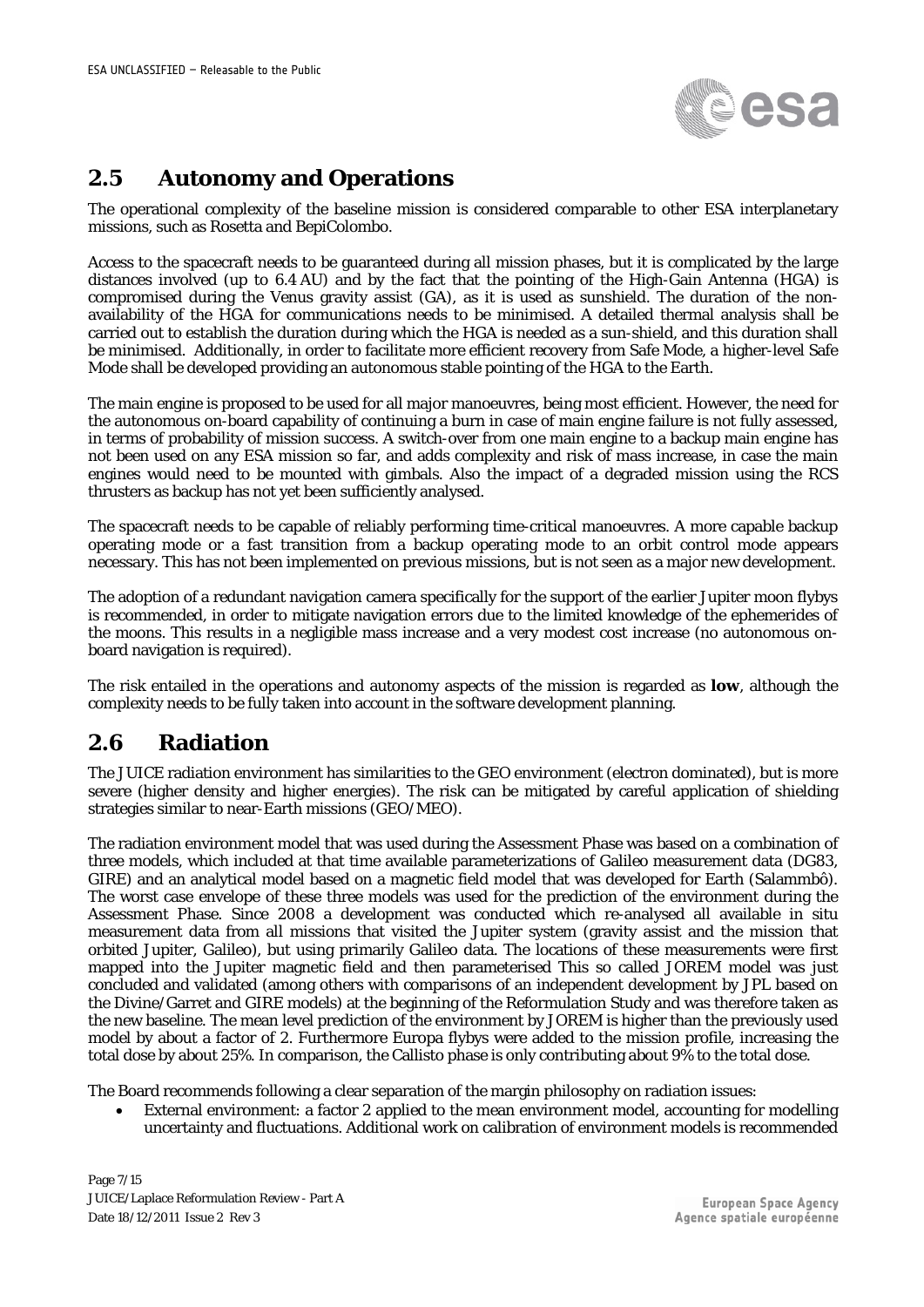## 2.5 Autonomy and Operations

The operational complexity of the baseline mission is considered comparable to other ESA interplanetary missions, such as Rosetta and BepiColombo.

Access to the spacecraft needs to be guaranteed during all mission phases, but it is complicated by the large distances involved (up to 6.4 AU) and by the fact that the pointing of the High-Gain Antenna (HGA) is compromised during the Venus gravity assist (GA), as it is used as sunshield. The duration of the non-availability of the HGA for communications needs to be minimised. A detailed thermal analysis shall be carried out to establish the duration during which the HGA is needed as a sun-shield, and this duration shall be minimised. Additionally, in order to facilitate more efficient recovery from Safe Mode, a higher-level Safe Mode shall be developed providing an autonomous stable pointing of the HGA to the Earth.

The main engine is proposed to be used for all major manoeuvres, being most efficient. However, the need for the autonomous on-board capability of continuing a burn in case of main engine failure is not fully assessed, in terms of probability of mission success. A switch-over from one main engine to a backup main engine has not been used on any ESA mission so far, and adds complexity and risk of mass increase, in case the main engines would need to be mounted with gimbals. Also the impact of a degraded mission using the RCS thrusters as backup has not yet been sufficiently analysed.

The spacecraft needs to be capable of reliably performing time-critical manoeuvres. A more capable backup operating mode or a fast transition from a backup operating mode to an orbit control mode appears necessary. This has not been implemented on previous missions, but is not seen as a major new development.

The adoption of a redundant navigation camera specifically for the support of the earlier Jupiter moon flybys is recommended, in order to mitigate navigation errors due to the limited knowledge of the ephemerides of the moons. This results in a negligible mass increase and a very modest cost increase (no autonomous on-board navigation is required).

The risk entailed in the operations and autonomy aspects of the mission is regarded as **low**, although the complexity needs to be fully taken into account in the software development planning.

## 2.6 Radiation

The JUICE radiation environment has similarities to the GEO environment (electron dominated), but is more severe (higher density and higher energies). The risk can be mitigated by careful application of shielding strategies similar to near-Earth missions (GEO/MEO).

The radiation environment model that was used during the Assessment Phase was based on a combination of three models, which included at that time available parameterizations of Galileo measurement data (DG83, GIRE) and an analytical model based on a magnetic field model that was developed for Earth (Salammbô). The worst case envelope of these three models was used for the prediction of the environment during the Assessment Phase. Since 2008 a development was conducted which re-analysed all available in situ measurement data from all missions that visited the Jupiter system (gravity assist and the mission that orbited Jupiter, Galileo), but using primarily Galileo data. The locations of these measurements were first mapped into the Jupiter magnetic field and then parameterised This so called JOREM model was just concluded and validated (among others with comparisons of an independent development by JPL based on the Divine/Garret and GIRE models) at the beginning of the Reformulation Study and was therefore taken as the new baseline. The mean level prediction of the environment by JOREM is higher than the previously used model by about a factor of 2. Furthermore Europa flybys were added to the mission profile, increasing the total dose by about 25%. In comparison, the Callisto phase is only contributing about 9% to the total dose.

The Board recommends following a clear separation of the margin philosophy on radiation issues:

- External environment: a factor 2 applied to the mean environment model, accounting for modelling uncertainty and fluctuations. Additional work on calibration of environment models is recommended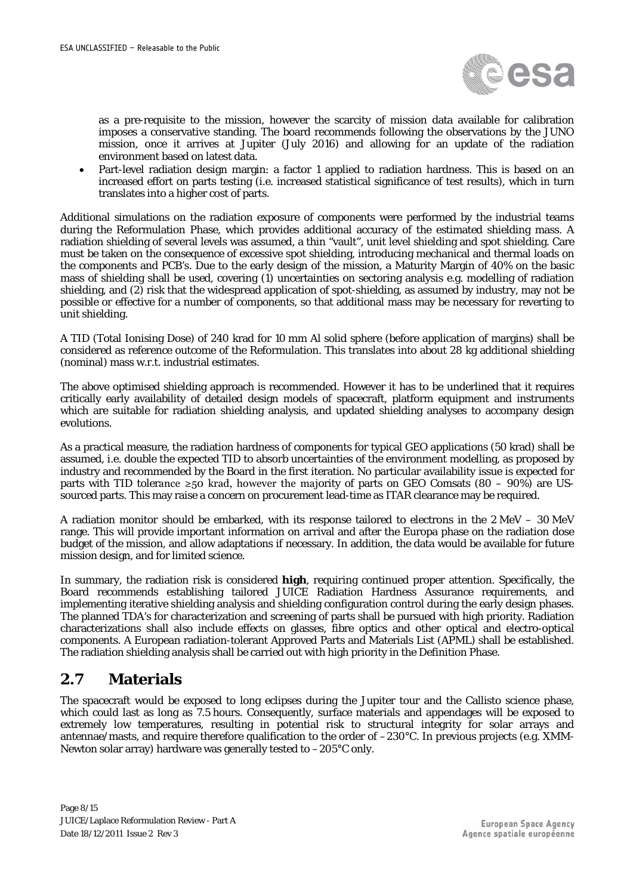as a pre-requisite to the mission, however the scarcity of mission data available for calibration imposes a conservative standing. The board recommends following the observations by the JUNO mission, once it arrives at Jupiter (July 2016) and allowing for an update of the radiation environment based on latest data.

- Part-level radiation design margin: a factor 1 applied to radiation hardness. This is based on an increased effort on parts testing (i.e. increased statistical significance of test results), which in turn translates into a higher cost of parts.

Additional simulations on the radiation exposure of components were performed by the industrial teams during the Reformulation Phase, which provides additional accuracy of the estimated shielding mass. A radiation shielding of several levels was assumed, a thin "vault", unit level shielding and spot shielding. Care must be taken on the consequence of excessive spot shielding, introducing mechanical and thermal loads on the components and PCB's. Due to the early design of the mission, a Maturity Margin of 40% on the basic mass of shielding shall be used, covering (1) uncertainties on sectoring analysis e.g. modelling of radiation shielding, and (2) risk that the widespread application of spot-shielding, as assumed by industry, may not be possible or effective for a number of components, so that additional mass may be necessary for reverting to unit shielding.

A TID (Total Ionising Dose) of 240 krad for 10 mm Al solid sphere (before application of margins) shall be considered as reference outcome of the Reformulation. This translates into about 28 kg additional shielding (nominal) mass w.r.t. industrial estimates.

The above optimised shielding approach is recommended. However it has to be underlined that it requires critically early availability of detailed design models of spacecraft, platform equipment and instruments which are suitable for radiation shielding analysis, and updated shielding analyses to accompany design evolutions.

As a practical measure, the radiation hardness of components for typical GEO applications (50 krad) shall be assumed, i.e. double the expected TID to absorb uncertainties of the environment modelling, as proposed by industry and recommended by the Board in the first iteration. No particular availability issue is expected for parts with TID tolerance ≥50 krad, however the majority of parts on GEO Comsats (80 – 90%) are US-sourced parts. This may raise a concern on procurement lead-time as ITAR clearance may be required.

A radiation monitor should be embarked, with its response tailored to electrons in the 2 MeV – 30 MeV range. This will provide important information on arrival and after the Europa phase on the radiation dose budget of the mission, and allow adaptations if necessary. In addition, the data would be available for future mission design, and for limited science.

In summary, the radiation risk is considered **high**, requiring continued proper attention. Specifically, the Board recommends establishing tailored JUICE Radiation Hardness Assurance requirements, and implementing iterative shielding analysis and shielding configuration control during the early design phases. The planned TDA's for characterization and screening of parts shall be pursued with high priority. Radiation characterizations shall also include effects on glasses, fibre optics and other optical and electro-optical components. A European radiation-tolerant Approved Parts and Materials List (APML) shall be established. The radiation shielding analysis shall be carried out with high priority in the Definition Phase.

## 2.7 Materials

The spacecraft would be exposed to long eclipses during the Jupiter tour and the Callisto science phase, which could last as long as 7.5 hours. Consequently, surface materials and appendages will be exposed to extremely low temperatures, resulting in potential risk to structural integrity for solar arrays and antennae/masts, and require therefore qualification to the order of –230°C. In previous projects (e.g. XMM-Newton solar array) hardware was generally tested to –205°C only.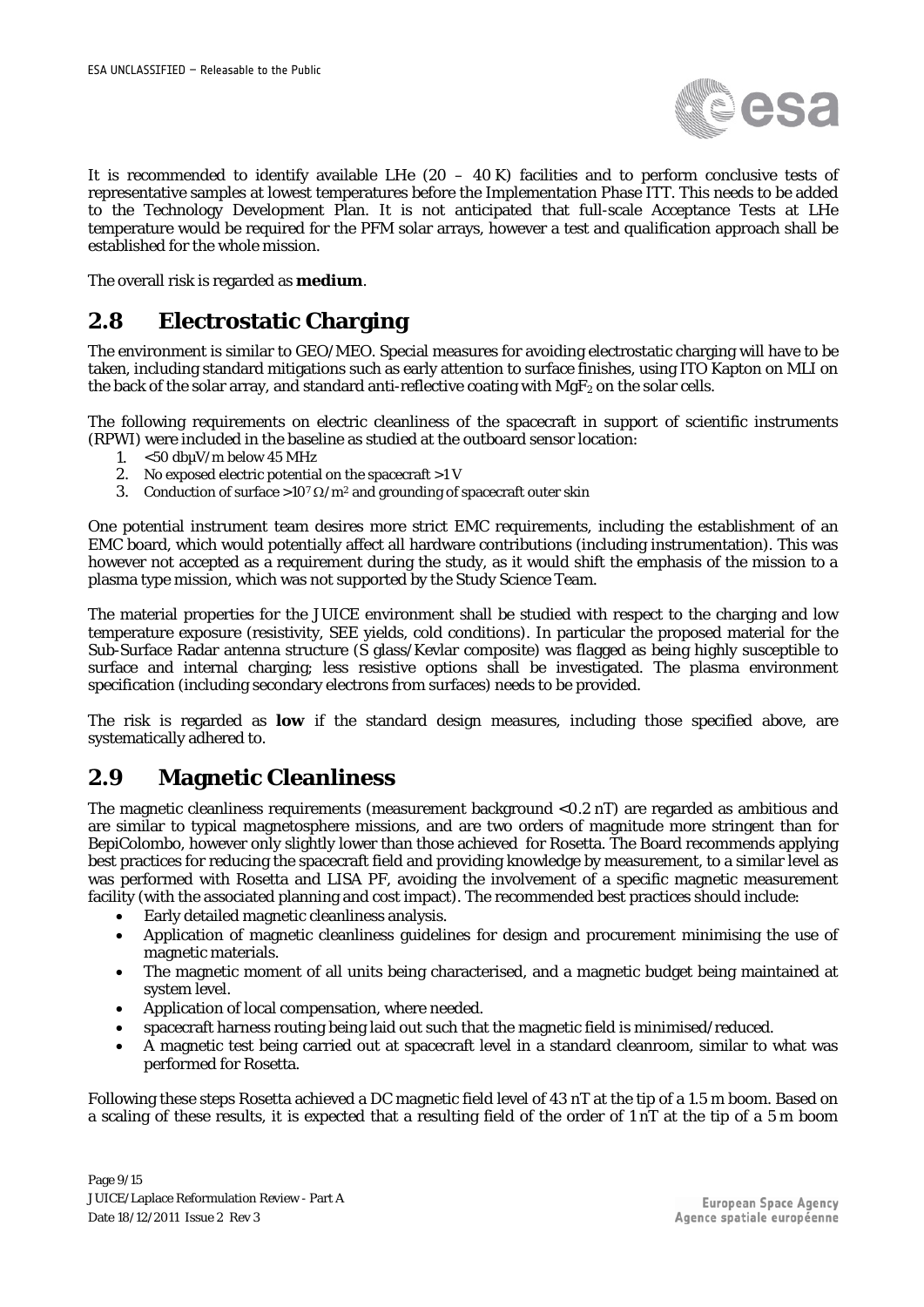It is recommended to identify available LHe (20 – 40 K) facilities and to perform conclusive tests of representative samples at lowest temperatures before the Implementation Phase ITT. This needs to be added to the Technology Development Plan. It is not anticipated that full-scale Acceptance Tests at LHe temperature would be required for the PFM solar arrays, however a test and qualification approach shall be established for the whole mission.

The overall risk is regarded as **medium**.

## 2.8 Electrostatic Charging

The environment is similar to GEO/MEO. Special measures for avoiding electrostatic charging will have to be taken, including standard mitigations such as early attention to surface finishes, using ITO Kapton on MLI on the back of the solar array, and standard anti-reflective coating with $MgF_2$ on the solar cells.

The following requirements on electric cleanliness of the spacecraft in support of scientific instruments (RPWI) were included in the baseline as studied at the outboard sensor location:

1. <50 dbµV/m below 45 MHz
2. No exposed electric potential on the spacecraft >1 V
3. Conduction of surface $>10^7\ \Omega/m^2$ and grounding of spacecraft outer skin

One potential instrument team desires more strict EMC requirements, including the establishment of an EMC board, which would potentially affect all hardware contributions (including instrumentation). This was however not accepted as a requirement during the study, as it would shift the emphasis of the mission to a plasma type mission, which was not supported by the Study Science Team.

The material properties for the JUICE environment shall be studied with respect to the charging and low temperature exposure (resistivity, SEE yields, cold conditions). In particular the proposed material for the Sub-Surface Radar antenna structure (S glass/Kevlar composite) was flagged as being highly susceptible to surface and internal charging; less resistive options shall be investigated. The plasma environment specification (including secondary electrons from surfaces) needs to be provided.

The risk is regarded as **low** if the standard design measures, including those specified above, are systematically adhered to.

## 2.9 Magnetic Cleanliness

The magnetic cleanliness requirements (measurement background <0.2 nT) are regarded as ambitious and are similar to typical magnetosphere missions, and are two orders of magnitude more stringent than for BepiColombo, however only slightly lower than those achieved for Rosetta. The Board recommends applying best practices for reducing the spacecraft field and providing knowledge by measurement, to a similar level as was performed with Rosetta and LISA PF, avoiding the involvement of a specific magnetic measurement facility (with the associated planning and cost impact). The recommended best practices should include:

- Early detailed magnetic cleanliness analysis.
- Application of magnetic cleanliness guidelines for design and procurement minimising the use of magnetic materials.
- The magnetic moment of all units being characterised, and a magnetic budget being maintained at system level.
- Application of local compensation, where needed.
- spacecraft harness routing being laid out such that the magnetic field is minimised/reduced.
- A magnetic test being carried out at spacecraft level in a standard cleanroom, similar to what was performed for Rosetta.

Following these steps Rosetta achieved a DC magnetic field level of 43 nT at the tip of a 1.5 m boom. Based on a scaling of these results, it is expected that a resulting field of the order of 1 nT at the tip of a 5 m boom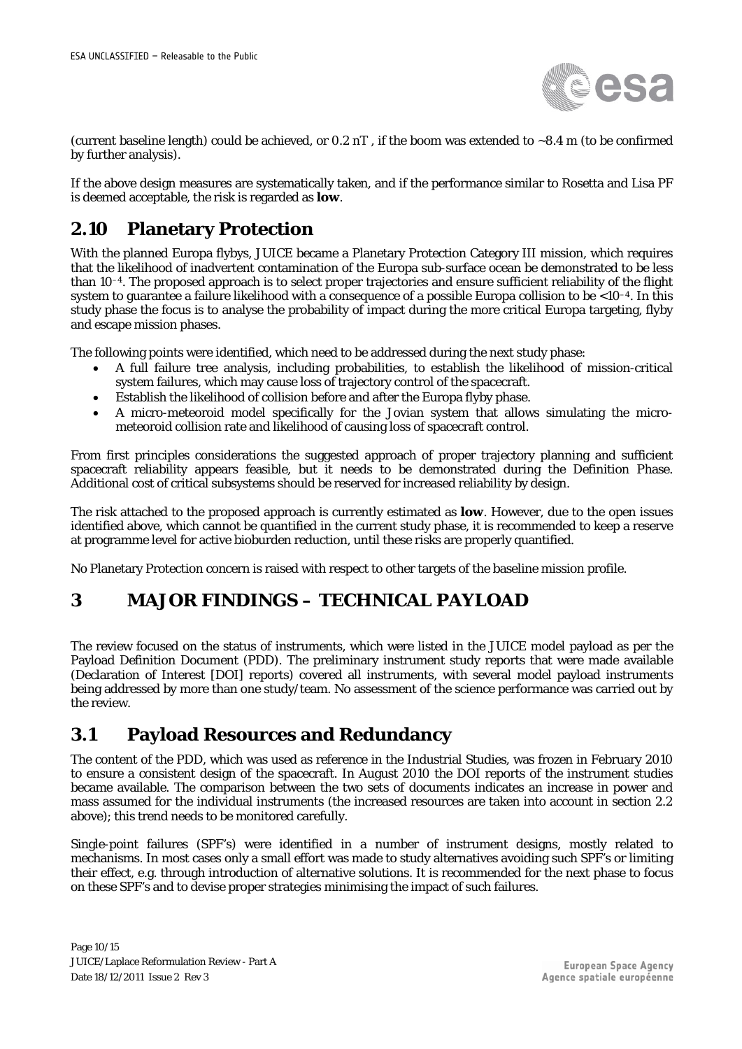(current baseline length) could be achieved, or 0.2 nT , if the boom was extended to ~8.4 m (to be confirmed by further analysis).

If the above design measures are systematically taken, and if the performance similar to Rosetta and Lisa PF is deemed acceptable, the risk is regarded as **low**.

## 2.10 Planetary Protection

With the planned Europa flybys, JUICE became a Planetary Protection Category III mission, which requires that the likelihood of inadvertent contamination of the Europa sub-surface ocean be demonstrated to be less than $10^{-4}$. The proposed approach is to select proper trajectories and ensure sufficient reliability of the flight system to guarantee a failure likelihood with a consequence of a possible Europa collision to be $<10^{-4}$. In this study phase the focus is to analyse the probability of impact during the more critical Europa targeting, flyby and escape mission phases.

The following points were identified, which need to be addressed during the next study phase:

- A full failure tree analysis, including probabilities, to establish the likelihood of mission-critical system failures, which may cause loss of trajectory control of the spacecraft.
- Establish the likelihood of collision before and after the Europa flyby phase.
- A micro-meteoroid model specifically for the Jovian system that allows simulating the micro-meteoroid collision rate and likelihood of causing loss of spacecraft control.

From first principles considerations the suggested approach of proper trajectory planning and sufficient spacecraft reliability appears feasible, but it needs to be demonstrated during the Definition Phase. Additional cost of critical subsystems should be reserved for increased reliability by design.

The risk attached to the proposed approach is currently estimated as **low**. However, due to the open issues identified above, which cannot be quantified in the current study phase, it is recommended to keep a reserve at programme level for active bioburden reduction, until these risks are properly quantified.

No Planetary Protection concern is raised with respect to other targets of the baseline mission profile.

# 3 MAJOR FINDINGS – TECHNICAL PAYLOAD

The review focused on the status of instruments, which were listed in the JUICE model payload as per the Payload Definition Document (PDD). The preliminary instrument study reports that were made available (Declaration of Interest [DOI] reports) covered all instruments, with several model payload instruments being addressed by more than one study/team. No assessment of the science performance was carried out by the review.

## 3.1 Payload Resources and Redundancy

The content of the PDD, which was used as reference in the Industrial Studies, was frozen in February 2010 to ensure a consistent design of the spacecraft. In August 2010 the DOI reports of the instrument studies became available. The comparison between the two sets of documents indicates an increase in power and mass assumed for the individual instruments (the increased resources are taken into account in section 2.2 above); this trend needs to be monitored carefully.

Single-point failures (SPF's) were identified in a number of instrument designs, mostly related to mechanisms. In most cases only a small effort was made to study alternatives avoiding such SPF's or limiting their effect, e.g. through introduction of alternative solutions. It is recommended for the next phase to focus on these SPF's and to devise proper strategies minimising the impact of such failures.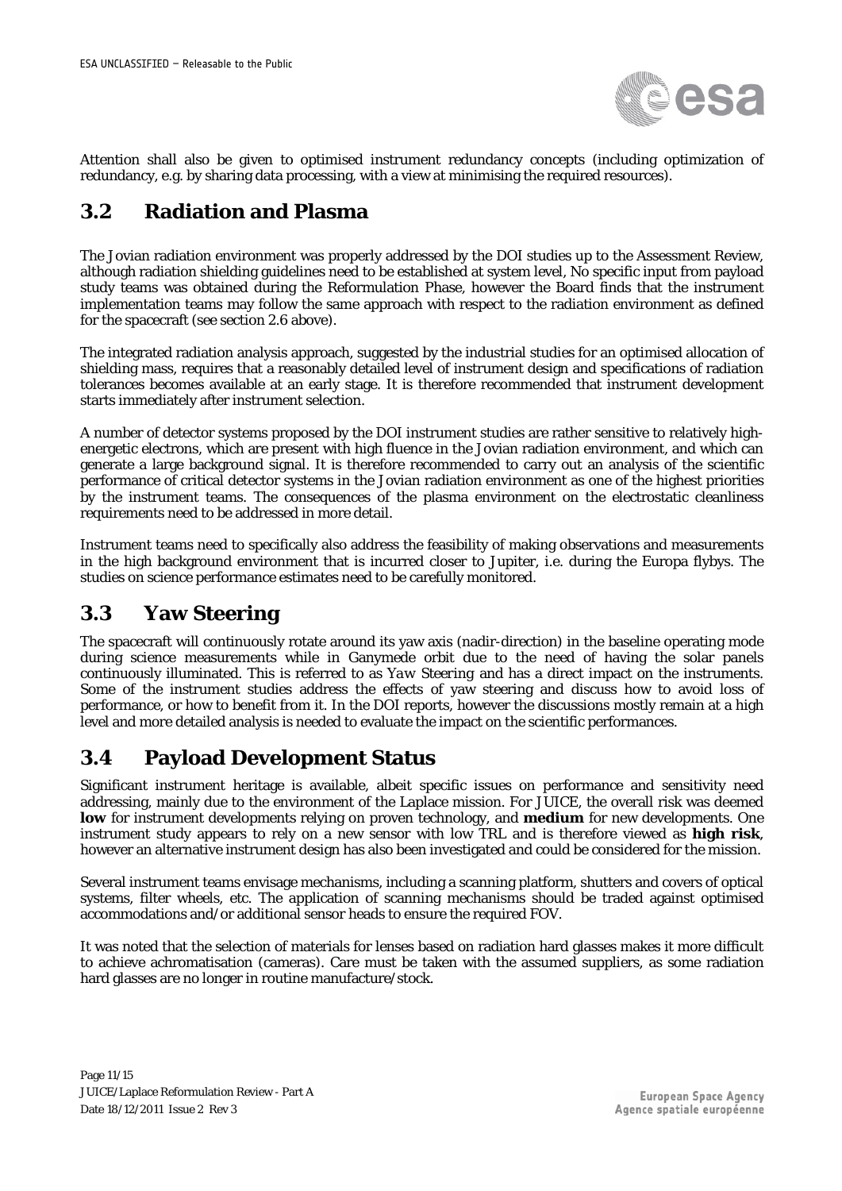Attention shall also be given to optimised instrument redundancy concepts (including optimization of redundancy, e.g. by sharing data processing, with a view at minimising the required resources).

## 3.2 Radiation and Plasma

The Jovian radiation environment was properly addressed by the DOI studies up to the Assessment Review, although radiation shielding guidelines need to be established at system level, No specific input from payload study teams was obtained during the Reformulation Phase, however the Board finds that the instrument implementation teams may follow the same approach with respect to the radiation environment as defined for the spacecraft (see section 2.6 above).

The integrated radiation analysis approach, suggested by the industrial studies for an optimised allocation of shielding mass, requires that a reasonably detailed level of instrument design and specifications of radiation tolerances becomes available at an early stage. It is therefore recommended that instrument development starts immediately after instrument selection.

A number of detector systems proposed by the DOI instrument studies are rather sensitive to relatively high-energetic electrons, which are present with high fluence in the Jovian radiation environment, and which can generate a large background signal. It is therefore recommended to carry out an analysis of the scientific performance of critical detector systems in the Jovian radiation environment as one of the highest priorities by the instrument teams. The consequences of the plasma environment on the electrostatic cleanliness requirements need to be addressed in more detail.

Instrument teams need to specifically also address the feasibility of making observations and measurements in the high background environment that is incurred closer to Jupiter, i.e. during the Europa flybys. The studies on science performance estimates need to be carefully monitored.

## 3.3 Yaw Steering

The spacecraft will continuously rotate around its yaw axis (nadir-direction) in the baseline operating mode during science measurements while in Ganymede orbit due to the need of having the solar panels continuously illuminated. This is referred to as *Yaw Steering* and has a direct impact on the instruments. Some of the instrument studies address the effects of yaw steering and discuss how to avoid loss of performance, or how to benefit from it. In the DOI reports, however the discussions mostly remain at a high level and more detailed analysis is needed to evaluate the impact on the scientific performances.

## 3.4 Payload Development Status

Significant instrument heritage is available, albeit specific issues on performance and sensitivity need addressing, mainly due to the environment of the Laplace mission. For JUICE, the overall risk was deemed **low** for instrument developments relying on proven technology, and **medium** for new developments. One instrument study appears to rely on a new sensor with low TRL and is therefore viewed as **high risk**, however an alternative instrument design has also been investigated and could be considered for the mission.

Several instrument teams envisage mechanisms, including a scanning platform, shutters and covers of optical systems, filter wheels, etc. The application of scanning mechanisms should be traded against optimised accommodations and/or additional sensor heads to ensure the required FOV.

It was noted that the selection of materials for lenses based on radiation hard glasses makes it more difficult to achieve achromatisation (cameras). Care must be taken with the assumed suppliers, as some radiation hard glasses are no longer in routine manufacture/stock.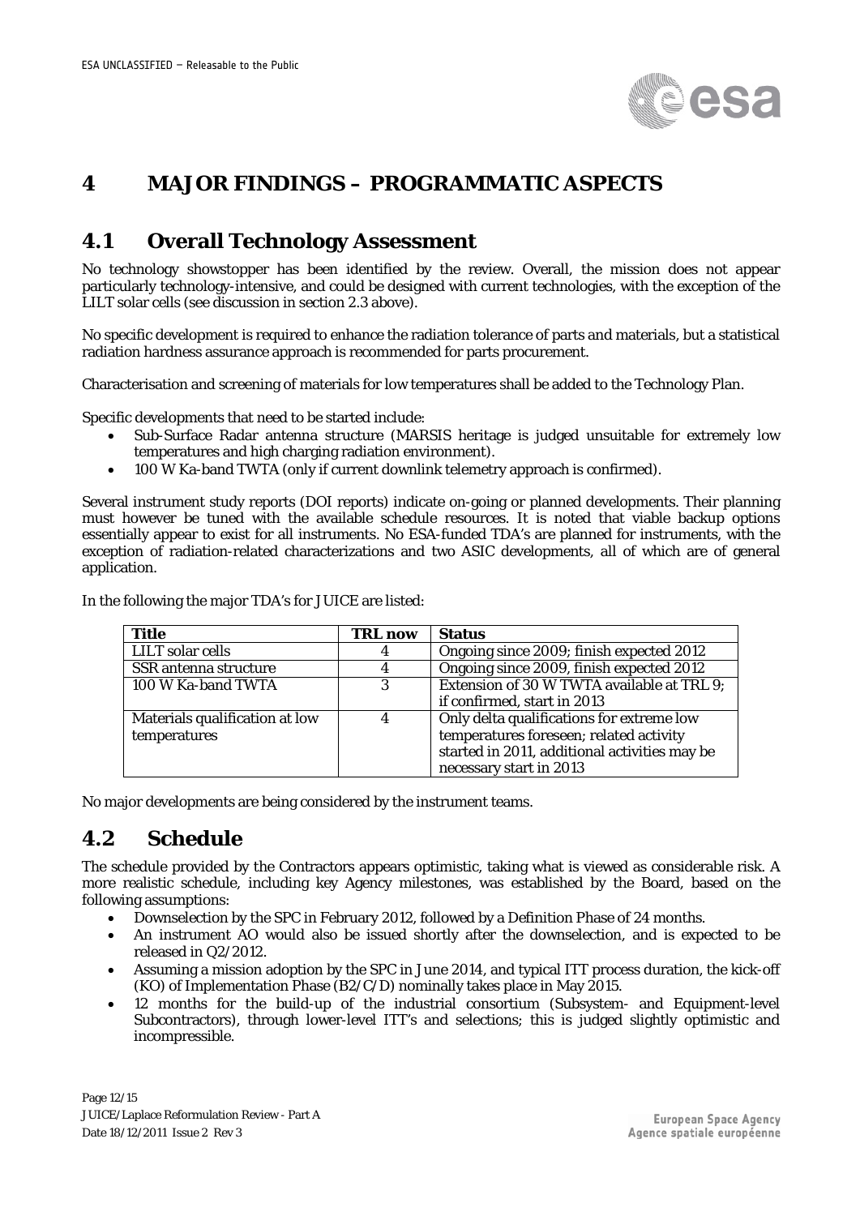# 4 MAJOR FINDINGS – PROGRAMMATIC ASPECTS

## 4.1 Overall Technology Assessment

No technology showstopper has been identified by the review. Overall, the mission does not appear particularly technology-intensive, and could be designed with current technologies, with the exception of the LILT solar cells (see discussion in section 2.3 above).

No specific development is required to enhance the radiation tolerance of parts and materials, but a statistical radiation hardness assurance approach is recommended for parts procurement.

Characterisation and screening of materials for low temperatures shall be added to the Technology Plan.

Specific developments that need to be started include:

- Sub-Surface Radar antenna structure (MARSIS heritage is judged unsuitable for extremely low temperatures and high charging radiation environment).
- 100 W Ka-band TWTA (only if current downlink telemetry approach is confirmed).

Several instrument study reports (DOI reports) indicate on-going or planned developments. Their planning must however be tuned with the available schedule resources. It is noted that viable backup options essentially appear to exist for all instruments. No ESA-funded TDA's are planned for instruments, with the exception of radiation-related characterizations and two ASIC developments, all of which are of general application.

In the following the major TDA's for JUICE are listed:

| Title | TRL now | Status |
|---|---|---|
| LILT solar cells | 4 | Ongoing since 2009; finish expected 2012 |
| SSR antenna structure | 4 | Ongoing since 2009, finish expected 2012 |
| 100 W Ka-band TWTA | 3 | Extension of 30 W TWTA available at TRL 9; if confirmed, start in 2013 |
| Materials qualification at low temperatures | 4 | Only delta qualifications for extreme low temperatures foreseen; related activity started in 2011, additional activities may be necessary start in 2013 |

No major developments are being considered by the instrument teams.

## 4.2 Schedule

The schedule provided by the Contractors appears optimistic, taking what is viewed as considerable risk. A more realistic schedule, including key Agency milestones, was established by the Board, based on the following assumptions:

- Downselection by the SPC in February 2012, followed by a Definition Phase of 24 months.
- An instrument AO would also be issued shortly after the downselection, and is expected to be released in Q2/2012.
- Assuming a mission adoption by the SPC in June 2014, and typical ITT process duration, the kick-off (KO) of Implementation Phase (B2/C/D) nominally takes place in May 2015.
- 12 months for the build-up of the industrial consortium (Subsystem- and Equipment-level Subcontractors), through lower-level ITT's and selections; this is judged slightly optimistic and incompressible.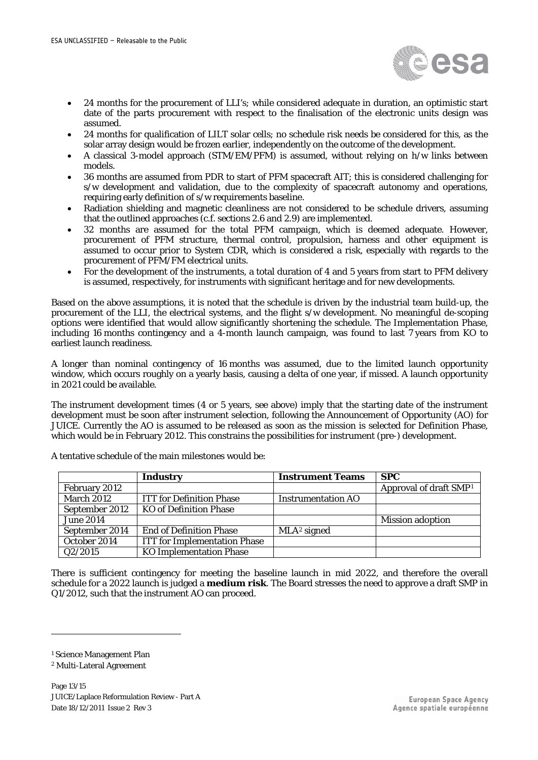- 24 months for the procurement of LLI's; while considered adequate in duration, an optimistic start date of the parts procurement with respect to the finalisation of the electronic units design was assumed.
- 24 months for qualification of LILT solar cells; no schedule risk needs be considered for this, as the solar array design would be frozen earlier, independently on the outcome of the development.
- A classical 3-model approach (STM/EM/PFM) is assumed, without relying on h/w links between models.
- 36 months are assumed from PDR to start of PFM spacecraft AIT; this is considered challenging for s/w development and validation, due to the complexity of spacecraft autonomy and operations, requiring early definition of s/w requirements baseline.
- Radiation shielding and magnetic cleanliness are not considered to be schedule drivers, assuming that the outlined approaches (c.f. sections 2.6 and 2.9) are implemented.
- 32 months are assumed for the total PFM campaign, which is deemed adequate. However, procurement of PFM structure, thermal control, propulsion, harness and other equipment is assumed to occur prior to System CDR, which is considered a risk, especially with regards to the procurement of PFM/FM electrical units.
- For the development of the instruments, a total duration of 4 and 5 years from start to PFM delivery is assumed, respectively, for instruments with significant heritage and for new developments.

Based on the above assumptions, it is noted that the schedule is driven by the industrial team build-up, the procurement of the LLI, the electrical systems, and the flight s/w development. No meaningful de-scoping options were identified that would allow significantly shortening the schedule. The Implementation Phase, including 16 months contingency and a 4-month launch campaign, was found to last 7 years from KO to earliest launch readiness.

A longer than nominal contingency of 16 months was assumed, due to the limited launch opportunity window, which occurs roughly on a yearly basis, causing a delta of one year, if missed. A launch opportunity in 2021 could be available.

The instrument development times (4 or 5 years, see above) imply that the starting date of the instrument development must be soon after instrument selection, following the Announcement of Opportunity (AO) for JUICE. Currently the AO is assumed to be released as soon as the mission is selected for Definition Phase, which would be in February 2012. This constrains the possibilities for instrument (pre-) development.

A tentative schedule of the main milestones would be:

| | Industry | Instrument Teams | SPC |
|---|---|---|---|
| February 2012 | | | Approval of draft SMP[1] |
| March 2012 | ITT for Definition Phase | Instrumentation AO | |
| September 2012 | KO of Definition Phase | | |
| June 2014 | | | Mission adoption |
| September 2014 | End of Definition Phase | MLA[2] signed | |
| October 2014 | ITT for Implementation Phase | | |
| Q2/2015 | KO Implementation Phase | | |

There is sufficient contingency for meeting the baseline launch in mid 2022, and therefore the overall schedule for a 2022 launch is judged a **medium risk**. The Board stresses the need to approve a draft SMP in Q1/2012, such that the instrument AO can proceed.

[1] Science Management Plan

[2] Multi-Lateral Agreement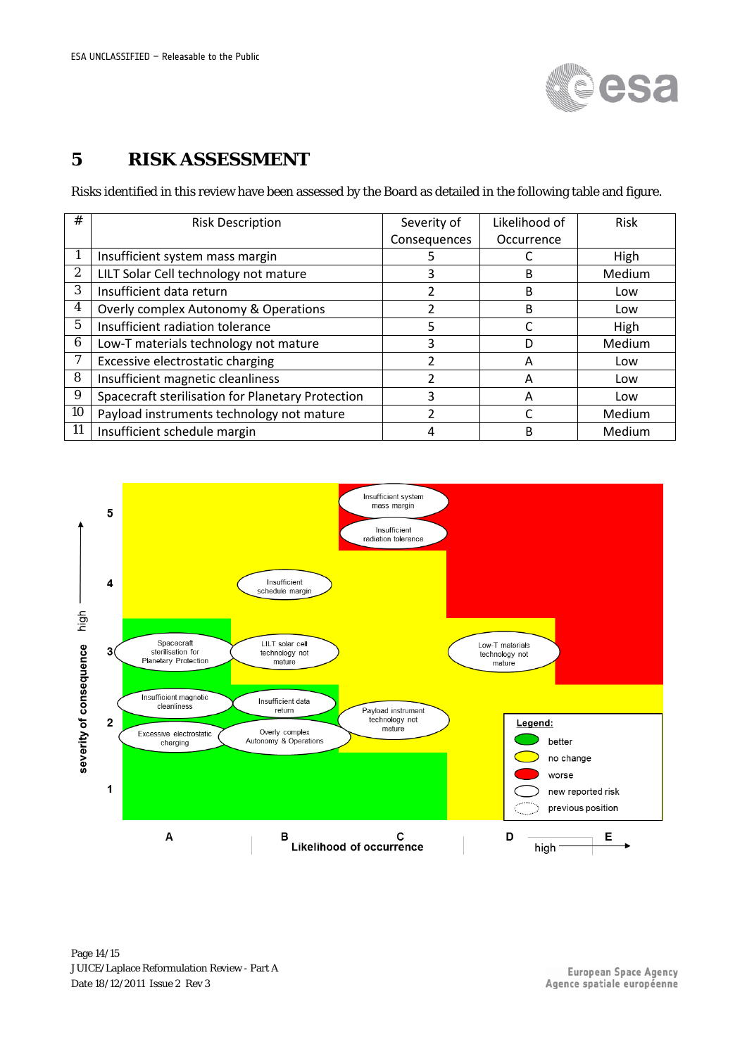## 5 RISK ASSESSMENT

Risks identified in this review have been assessed by the Board as detailed in the following table and figure.

| # | Risk Description | Severity of Consequences | Likelihood of Occurrence | Risk |
|---|---|---|---|---|
| 1 | Insufficient system mass margin | 5 | C | High |
| 2 | LILT Solar Cell technology not mature | 3 | B | Medium |
| 3 | Insufficient data return | 2 | B | Low |
| 4 | Overly complex Autonomy & Operations | 2 | B | Low |
| 5 | Insufficient radiation tolerance | 5 | C | High |
| 6 | Low-T materials technology not mature | 3 | D | Medium |
| 7 | Excessive electrostatic charging | 2 | A | Low |
| 8 | Insufficient magnetic cleanliness | 2 | A | Low |
| 9 | Spacecraft sterilisation for Planetary Protection | 3 | A | Low |
| 10 | Payload instruments technology not mature | 2 | C | Medium |
| 11 | Insufficient schedule margin | 4 | B | Medium |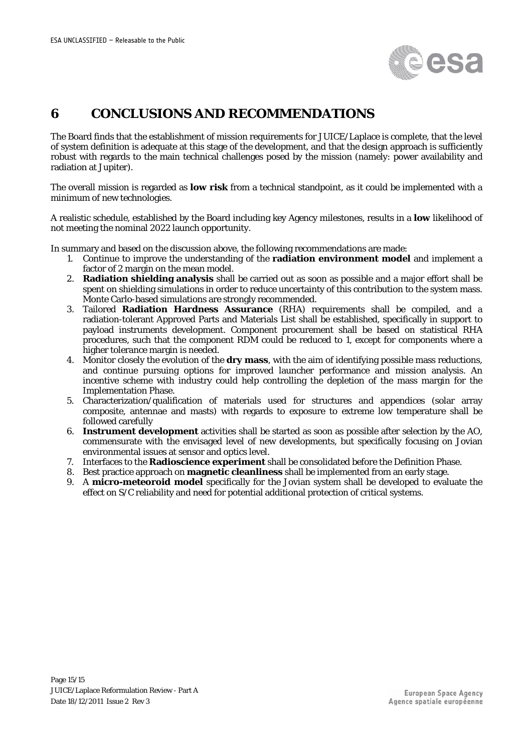# 6 CONCLUSIONS AND RECOMMENDATIONS

The Board finds that the establishment of mission requirements for JUICE/Laplace is complete, that the level of system definition is adequate at this stage of the development, and that the design approach is sufficiently robust with regards to the main technical challenges posed by the mission (namely: power availability and radiation at Jupiter).

The overall mission is regarded as **low risk** from a technical standpoint, as it could be implemented with a minimum of new technologies.

A realistic schedule, established by the Board including key Agency milestones, results in a **low** likelihood of not meeting the nominal 2022 launch opportunity.

In summary and based on the discussion above, the following recommendations are made:

1. Continue to improve the understanding of the **radiation environment model** and implement a factor of 2 margin on the mean model.
2. **Radiation shielding analysis** shall be carried out as soon as possible and a major effort shall be spent on shielding simulations in order to reduce uncertainty of this contribution to the system mass. Monte Carlo-based simulations are strongly recommended.
3. Tailored **Radiation Hardness Assurance** (RHA) requirements shall be compiled, and a radiation-tolerant Approved Parts and Materials List shall be established, specifically in support to payload instruments development. Component procurement shall be based on statistical RHA procedures, such that the component RDM could be reduced to 1, except for components where a higher tolerance margin is needed.
4. Monitor closely the evolution of the **dry mass**, with the aim of identifying possible mass reductions, and continue pursuing options for improved launcher performance and mission analysis. An incentive scheme with industry could help controlling the depletion of the mass margin for the Implementation Phase.
5. Characterization/qualification of materials used for structures and appendices (solar array composite, antennae and masts) with regards to exposure to extreme low temperature shall be followed carefully
6. **Instrument development** activities shall be started as soon as possible after selection by the AO, commensurate with the envisaged level of new developments, but specifically focusing on Jovian environmental issues at sensor and optics level.
7. Interfaces to the **Radioscience experiment** shall be consolidated before the Definition Phase.
8. Best practice approach on **magnetic cleanliness** shall be implemented from an early stage.
9. A **micro-meteoroid model** specifically for the Jovian system shall be developed to evaluate the effect on S/C reliability and need for potential additional protection of critical systems.